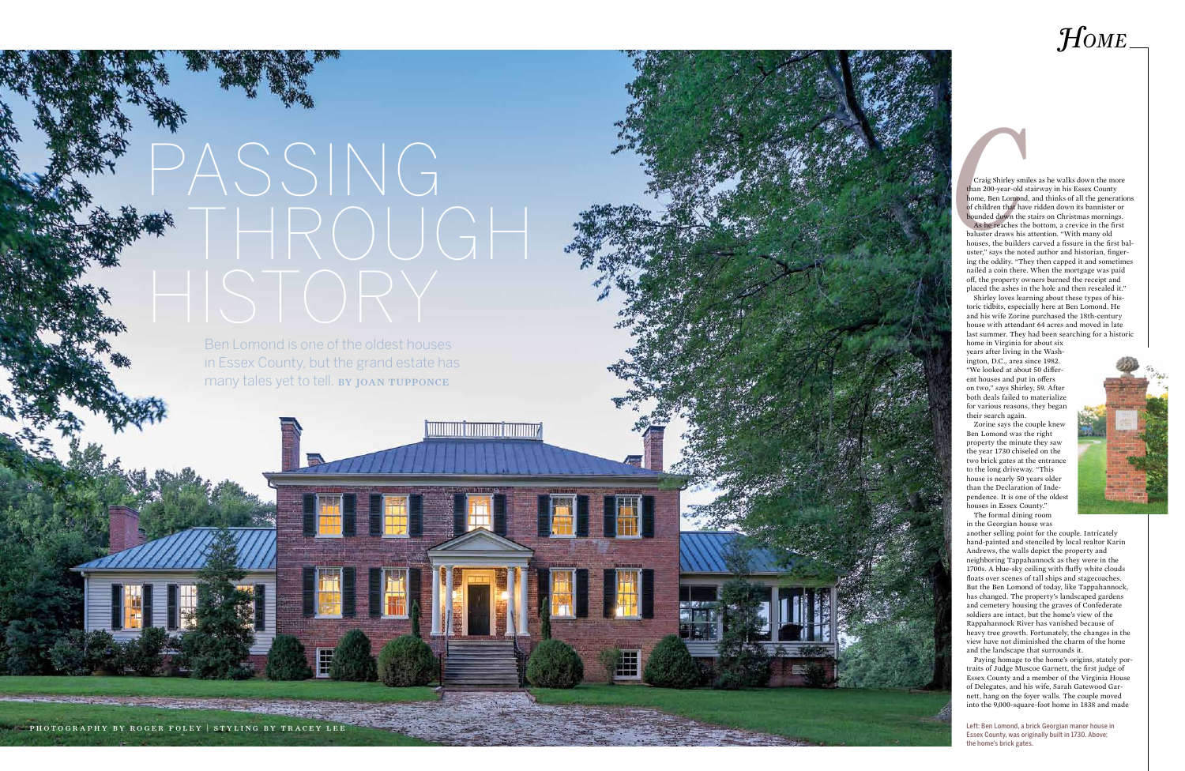# PASSING THROUGH HISTORY

Ben Lomond is one of the oldest houses in Essex County, but the grand estate has many tales yet to tell. BY JOAN TUPPONCE

PHOTOGRAPHY BY ROGER FOLEY | STYLING BY TRACEY LEE

Craig Shirley smiles as he walks down the more than 200-year-old stairway in his Essex County home, Ben Lomond, and thinks of all the generations of children that have ridden down its bannister or bounded down the stairs on Christmas mornings.

As he reaches the bottom, a crevice in the first baluster draws his attention. "With many old houses, the builders carved a fissure in the first baluster," says the noted author and historian, fingering the oddity. "They then capped it and sometimes nailed a coin there. When the mortgage was paid off, the property owners burned the receipt and placed the ashes in the hole and then resealed it."

Shirley loves learning about these types of historic tidbits, especially here at Ben Lomond. He and his wife Zorine purchased the 18th-century house with attendant 64 acres and moved in late last summer. They had been searching for a historic home in Virginia for about six years after living in the Washington, D.C., area since 1982. "We looked at about 50 different houses and put in offers on two," says Shirley, 59. After both deals failed to materialize for various reasons, they began their search again.

Zorine says the couple knew Ben Lomond was the right property the minute they saw the year 1730 chiseled on the two brick gates at the entrance to the long driveway. "This house is nearly 50 years older than the Declaration of Independence. It is one of the oldest houses in Essex County."

The formal dining room in the Georgian house was another selling point for the couple. Intricately hand-painted and stenciled by local realtor Karin Andrews, the walls depict the property and neighboring Tappahannock as they were in the 1700s. A blue-sky ceiling with fluffy white clouds floats over scenes of tall ships and stagecoaches. But the Ben Lomond of today, like Tappahannock, has changed. The property's landscaped gardens and cemetery housing the graves of Confederate soldiers are intact, but the home's view of the Rappahannock River has vanished because of heavy tree growth. Fortunately, the changes in the view have not diminished the charm of the home and the landscape that surrounds it.

Paying homage to the home's origins, stately portraits of Judge Muscoe Garnett, the first judge of Essex County and a member of the Virginia House of Delegates, and his wife, Sarah Gatewood Garnett, hang on the foyer walls. The couple moved into the 9,000-square-foot home in 1838 and made

Left: Ben Lomond, a brick Georgian manor house in Essex County, was originally built in 1730. Above: the home's brick gates.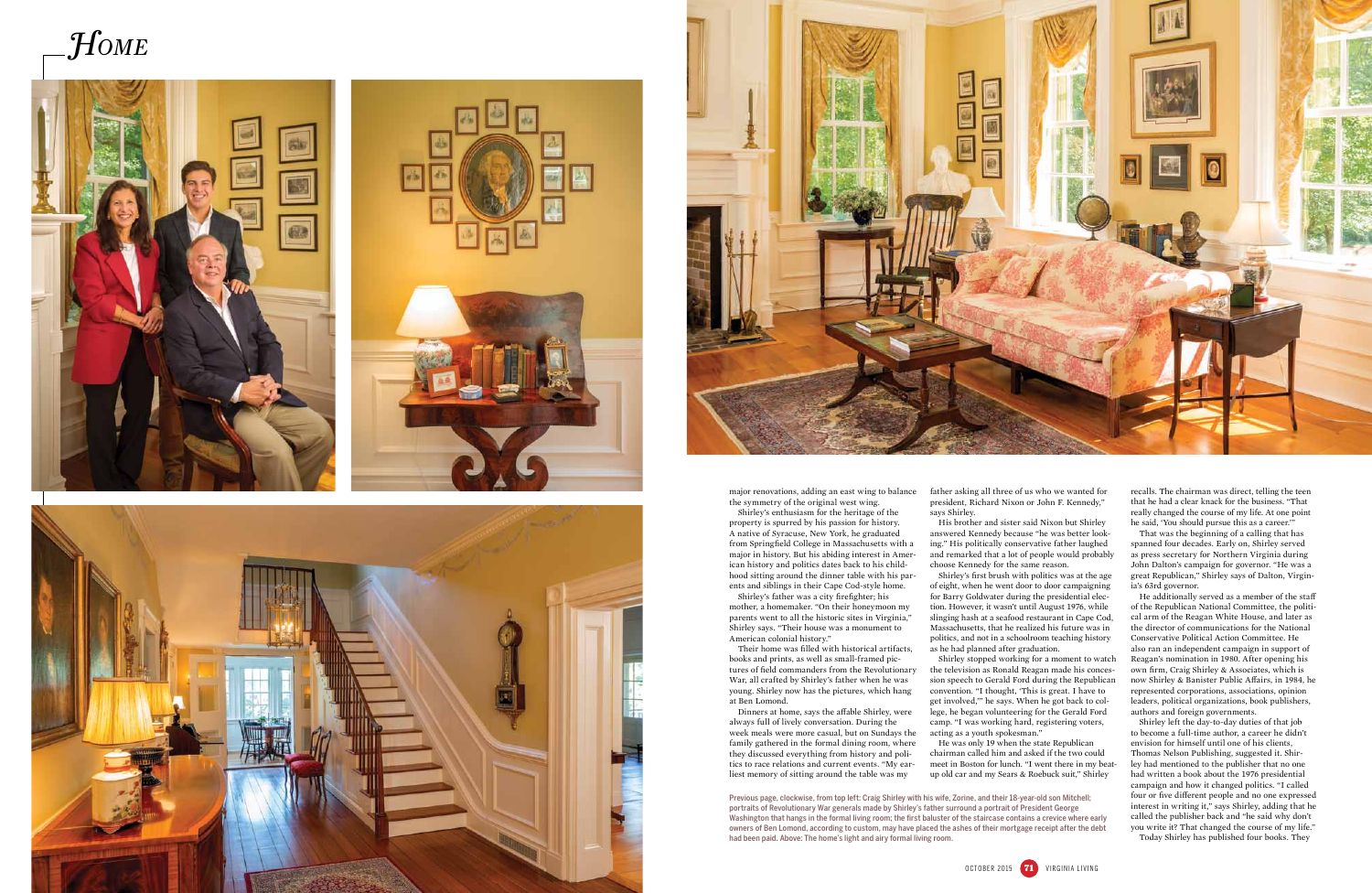major renovations, adding an east wing to balance the symmetry of the original west wing.

Shirley's enthusiasm for the heritage of the property is spurred by his passion for history. A native of Syracuse, New York, he graduated from Springfield College in Massachusetts with a major in history. But his abiding interest in American history and politics dates back to his childhood sitting around the dinner table with his parents and siblings in their Cape Cod-style home.

Shirley's father was a city firefighter; his mother, a homemaker. "On their honeymoon my parents went to all the historic sites in Virginia," Shirley says. "Their house was a monument to American colonial history."

Their home was filled with historical artifacts, books and prints, as well as small-framed pictures of field commanders from the Revolutionary War, all crafted by Shirley's father when he was young. Shirley now has the pictures, which hang at Ben Lomond.

Dinners at home, says the affable Shirley, were always full of lively conversation. During the week meals were more casual, but on Sundays the family gathered in the formal dining room, where they discussed everything from history and politics to race relations and current events. "My earliest memory of sitting around the table was my father asking all three of us who we wanted for president, Richard Nixon or John F. Kennedy," says Shirley.

His brother and sister said Nixon but Shirley answered Kennedy because "he was better looking." His politically conservative father laughed and remarked that a lot of people would probably choose Kennedy for the same reason.

Shirley's first brush with politics was at the age of eight, when he went door to door campaigning for Barry Goldwater during the presidential election. However, it wasn't until August 1976, while slinging hash at a seafood restaurant in Cape Cod, Massachusetts, that he realized his future was in politics, and not in a schoolroom teaching history as he had planned after graduation.

Shirley stopped working for a moment to watch the television as Ronald Reagan made his concession speech to Gerald Ford during the Republican convention. "I thought, 'This is great. I have to get involved,'" he says. When he got back to college, he began volunteering for the Gerald Ford camp. "I was working hard, registering voters, acting as a youth spokesman."

He was only 19 when the state Republican chairman called him and asked if the two could meet in Boston for lunch. "I went there in my beat-up old car and my Sears & Roebuck suit," Shirley recalls. The chairman was direct, telling the teen that he had a clear knack for the business. "That really changed the course of my life. At one point he said, 'You should pursue this as a career.'"

That was the beginning of a calling that has spanned four decades. Early on, Shirley served as press secretary for Northern Virginia during John Dalton's campaign for governor. "He was a great Republican," Shirley says of Dalton, Virginia's 63rd governor.

He additionally served as a member of the staff of the Republican National Committee, the political arm of the Reagan White House, and later as the director of communications for the National Conservative Political Action Committee. He also ran an independent campaign in support of Reagan's nomination in 1980. After opening his own firm, Craig Shirley & Associates, which is now Shirley & Banister Public Affairs, in 1984, he represented corporations, associations, opinion leaders, political organizations, book publishers, authors and foreign governments.

Shirley left the day-to-day duties of that job to become a full-time author, a career he didn't envision for himself until one of his clients, Thomas Nelson Publishing, suggested it. Shirley had mentioned to the publisher that no one had written a book about the 1976 presidential campaign and how it changed politics. "I called four or five different people and no one expressed interest in writing it," says Shirley, adding that he called the publisher back and "he said why don't you write it? That changed the course of my life."

Today Shirley has published four books. They

Previous page, clockwise, from top left: Craig Shirley with his wife, Zorine, and their 18-year-old son Mitchell; portraits of Revolutionary War generals made by Shirley's father surround a portrait of President George Washington that hangs in the formal living room; the first baluster of the staircase contains a crevice where early owners of Ben Lomond, according to custom, may have placed the ashes of their mortgage receipt after the debt had been paid. Above: The home's light and airy formal living room.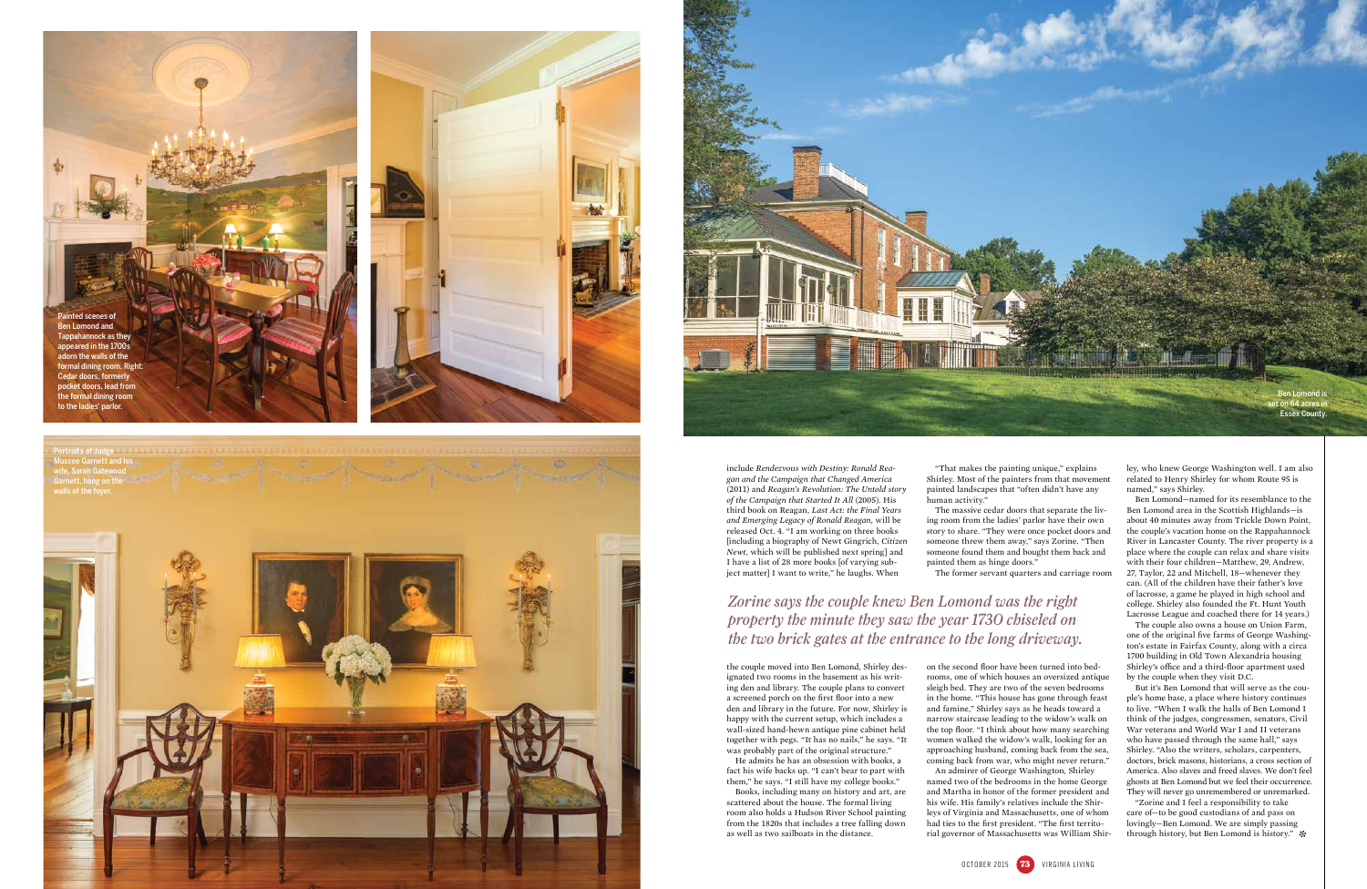Painted scenes of Ben Lomond and Tappahannock as they appeared in the 1700s adorn the walls of the formal dining room. Right: Cedar doors, formerly pocket doors, lead from the formal dining room to the ladies' parlor.

Portraits of Judge Muscoe Garnett and his wife, Sarah Gatewood Garnett, hang on the walls of the foyer.

Ben Lomond is set on 64 acres in Essex County.

include *Rendezvous with Destiny: Ronald Reagan and the Campaign that Changed America* (2011) and *Reagan's Revolution: The Untold story of the Campaign that Started It All* (2005). His third book on Reagan, *Last Act: the Final Years and Emerging Legacy of Ronald Reagan,* will be released Oct. 4. "I am working on three books [including a biography of Newt Gingrich, *Citizen Newt*, which will be published next spring] and I have a list of 28 more books [of varying subject matter] I want to write," he laughs. When the couple moved into Ben Lomond, Shirley designated two rooms in the basement as his writing den and library. The couple plans to convert a screened porch on the first floor into a new den and library in the future. For now, Shirley is happy with the current setup, which includes a wall-sized hand-hewn antique pine cabinet held together with pegs. "It has no nails," he says. "It was probably part of the original structure."

He admits he has an obsession with books, a fact his wife backs up. "I can't bear to part with them," he says. "I still have my college books."

Books, including many on history and art, are scattered about the house. The formal living room also holds a Hudson River School painting from the 1820s that includes a tree falling down as well as two sailboats in the distance.

"That makes the painting unique," explains Shirley. Most of the painters from that movement painted landscapes that "often didn't have any human activity."

The massive cedar doors that separate the living room from the ladies' parlor have their own story to share. "They were once pocket doors and someone threw them away," says Zorine. "Then someone found them and bought them back and painted them as hinge doors."

The former servant quarters and carriage room on the second floor have been turned into bedrooms, one of which houses an oversized antique sleigh bed. They are two of the seven bedrooms in the home. "This house has gone through feast and famine," Shirley says as he heads toward a narrow staircase leading to the widow's walk on the top floor. "I think about how many searching women walked the widow's walk, looking for an approaching husband, coming back from the sea, coming back from war, who might never return."

*Zorine says the couple knew Ben Lomond was the right property the minute they saw the year 1730 chiseled on the two brick gates at the entrance to the long driveway.*

An admirer of George Washington, Shirley named two of the bedrooms in the home George and Martha in honor of the former president and his wife. His family's relatives include the Shirleys of Virginia and Massachusetts, one of whom had ties to the first president. "The first territorial governor of Massachusetts was William Shirley, who knew George Washington well. I am also related to Henry Shirley for whom Route 95 is named," says Shirley.

Ben Lomond—named for its resemblance to the Ben Lomond area in the Scottish Highlands—is about 40 minutes away from Trickle Down Point, the couple's vacation home on the Rappahannock River in Lancaster County. The river property is a place where the couple can relax and share visits with their four children—Matthew, 29, Andrew, 27, Taylor, 22 and Mitchell, 18—whenever they can. (All of the children have their father's love of lacrosse, a game he played in high school and college. Shirley also founded the Ft. Hunt Youth Lacrosse League and coached there for 14 years.)

The couple also owns a house on Union Farm, one of the original five farms of George Washington's estate in Fairfax County, along with a circa 1700 building in Old Town Alexandria housing Shirley's office and a third-floor apartment used by the couple when they visit D.C.

But it's Ben Lomond that will serve as the couple's home base, a place where history continues to live. "When I walk the halls of Ben Lomond I think of the judges, congressmen, senators, Civil War veterans and World War I and II veterans who have passed through the same hall," says Shirley. "Also the writers, scholars, carpenters, doctors, brick masons, historians, a cross section of America. Also slaves and freed slaves. We don't feel ghosts at Ben Lomond but we feel their occurrence. They will never go unremembered or unremarked.

"Zorine and I feel a responsibility to take care of—to be good custodians of and pass on lovingly—Ben Lomond. We are simply passing through history, but Ben Lomond is history."